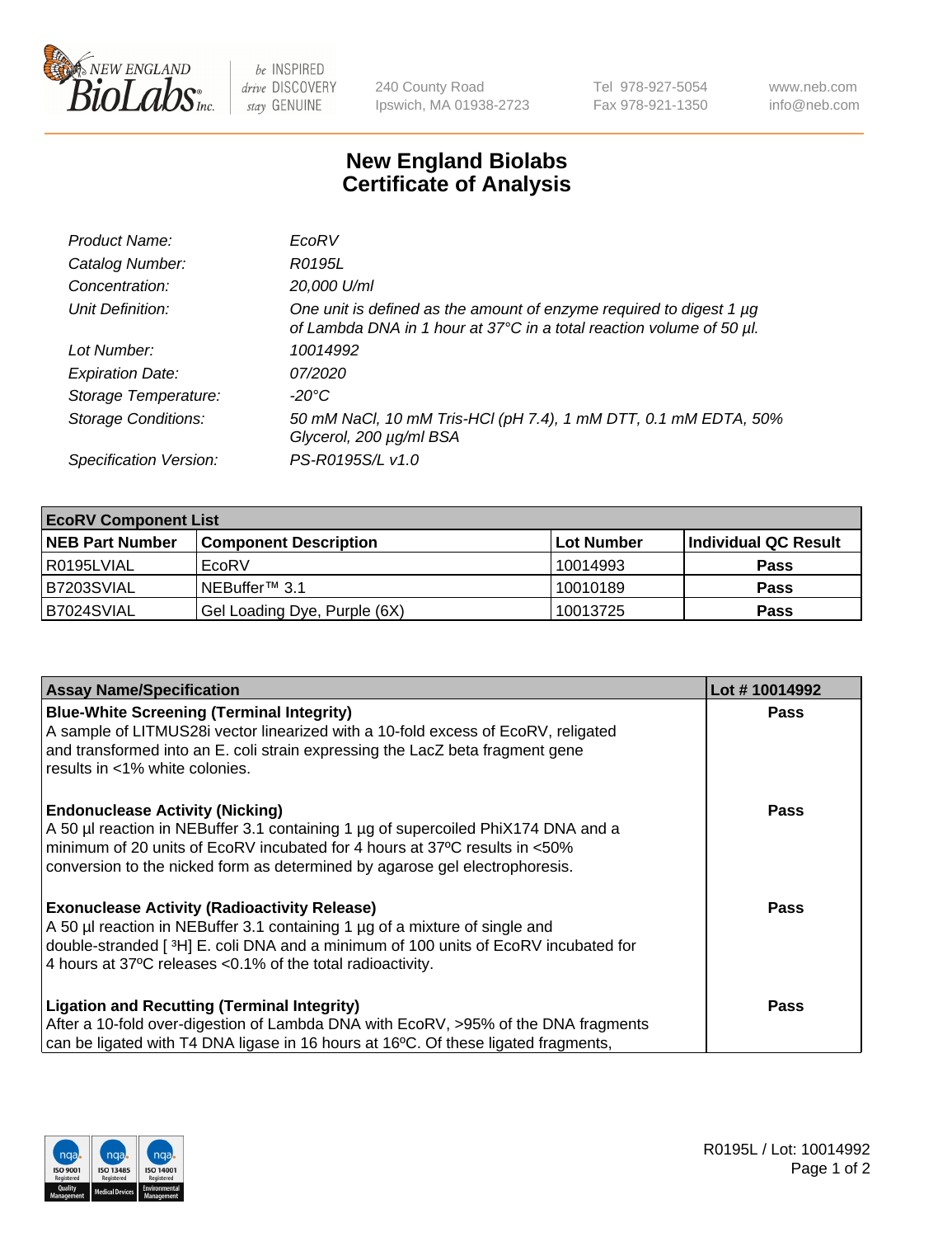# New England Biolabs
# Certificate of Analysis

| | |
|---|---|
| *Product Name:* | *EcoRV* |
| *Catalog Number:* | *R0195L* |
| *Concentration:* | *20,000 U/ml* |
| *Unit Definition:* | *One unit is defined as the amount of enzyme required to digest 1 µg of Lambda DNA in 1 hour at 37°C in a total reaction volume of 50 µl.* |
| *Lot Number:* | *10014992* |
| *Expiration Date:* | *07/2020* |
| *Storage Temperature:* | *-20°C* |
| *Storage Conditions:* | *50 mM NaCl, 10 mM Tris-HCl (pH 7.4), 1 mM DTT, 0.1 mM EDTA, 50% Glycerol, 200 µg/ml BSA* |
| *Specification Version:* | *PS-R0195S/L v1.0* |

| **EcoRV Component List** | | | |
|---|---|---|---|
| **NEB Part Number** | **Component Description** | **Lot Number** | **Individual QC Result** |
| R0195LVIAL | EcoRV | 10014993 | **Pass** |
| B7203SVIAL | NEBuffer™ 3.1 | 10010189 | **Pass** |
| B7024SVIAL | Gel Loading Dye, Purple (6X) | 10013725 | **Pass** |

| **Assay Name/Specification** | **Lot # 10014992** |
|---|---|
| **Blue-White Screening (Terminal Integrity)**<br>A sample of LITMUS28i vector linearized with a 10-fold excess of EcoRV, religated and transformed into an E. coli strain expressing the LacZ beta fragment gene results in <1% white colonies. | **Pass** |
| **Endonuclease Activity (Nicking)**<br>A 50 µl reaction in NEBuffer 3.1 containing 1 µg of supercoiled PhiX174 DNA and a minimum of 20 units of EcoRV incubated for 4 hours at 37ºC results in <50% conversion to the nicked form as determined by agarose gel electrophoresis. | **Pass** |
| **Exonuclease Activity (Radioactivity Release)**<br>A 50 µl reaction in NEBuffer 3.1 containing 1 µg of a mixture of single and double-stranded [ $^{3}$H] E. coli DNA and a minimum of 100 units of EcoRV incubated for 4 hours at 37ºC releases <0.1% of the total radioactivity. | **Pass** |
| **Ligation and Recutting (Terminal Integrity)**<br>After a 10-fold over-digestion of Lambda DNA with EcoRV, >95% of the DNA fragments can be ligated with T4 DNA ligase in 16 hours at 16ºC. Of these ligated fragments, | **Pass** |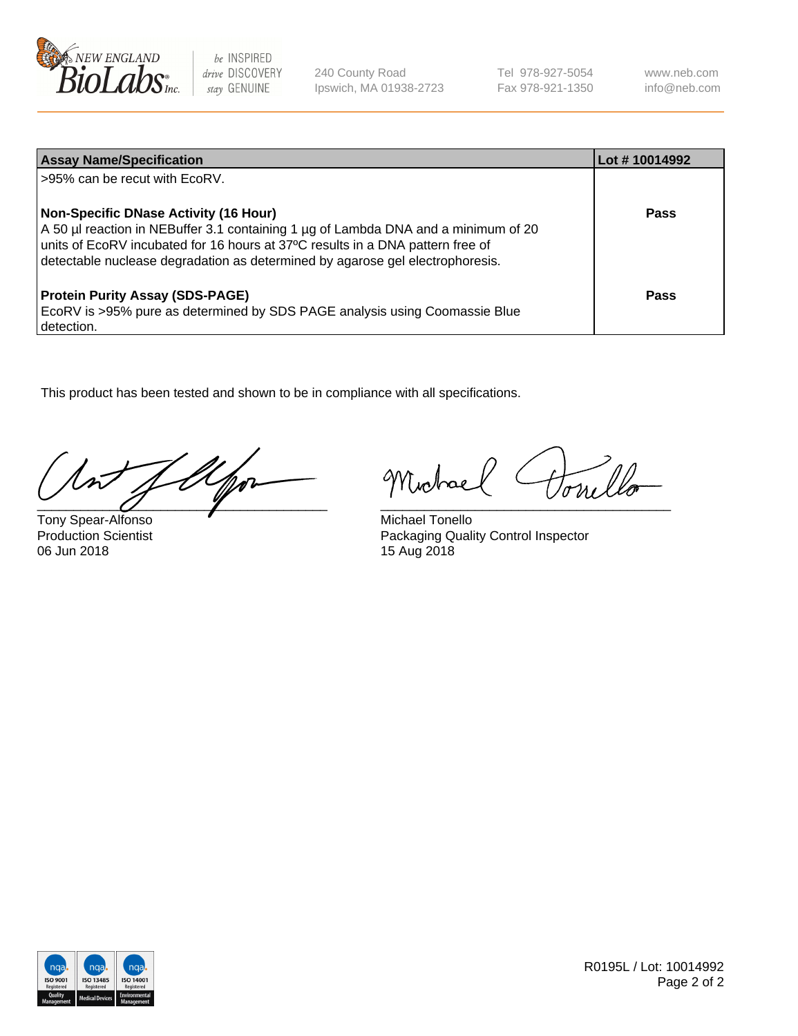240 County Road
Ipswich, MA 01938-2723

Tel 978-927-5054
Fax 978-921-1350

www.neb.com
info@neb.com

| Assay Name/Specification | Lot # 10014992 |
| --- | --- |
| >95% can be recut with EcoRV. | |
| **Non-Specific DNase Activity (16 Hour)**<br>A 50 µl reaction in NEBuffer 3.1 containing 1 µg of Lambda DNA and a minimum of 20 units of EcoRV incubated for 16 hours at 37ºC results in a DNA pattern free of detectable nuclease degradation as determined by agarose gel electrophoresis. | **Pass** |
| **Protein Purity Assay (SDS-PAGE)**<br>EcoRV is >95% pure as determined by SDS PAGE analysis using Coomassie Blue detection. | **Pass** |

This product has been tested and shown to be in compliance with all specifications.

Tony Spear-Alfonso
Production Scientist
06 Jun 2018

Michael Tonello
Packaging Quality Control Inspector
15 Aug 2018

R0195L / Lot: 10014992